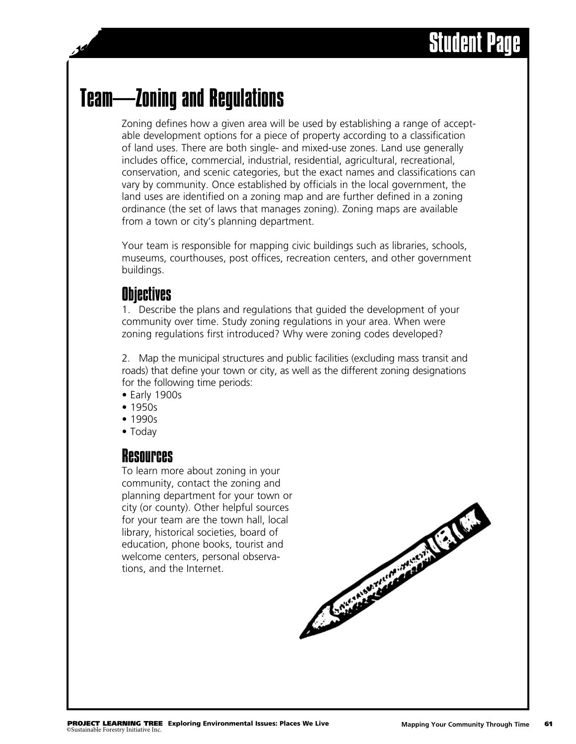# Team—Zoning and Regulations

Zoning defines how a given area will be used by establishing a range of acceptable development options for a piece of property according to a classification of land uses. There are both single- and mixed-use zones. Land use generally includes office, commercial, industrial, residential, agricultural, recreational, conservation, and scenic categories, but the exact names and classifications can vary by community. Once established by officials in the local government, the land uses are identified on a zoning map and are further defined in a zoning ordinance (the set of laws that manages zoning). Zoning maps are available from a town or city's planning department.

Your team is responsible for mapping civic buildings such as libraries, schools, museums, courthouses, post offices, recreation centers, and other government buildings.

## Objectives

1. Describe the plans and regulations that guided the development of your community over time. Study zoning regulations in your area. When were zoning regulations first introduced? Why were zoning codes developed?

2. Map the municipal structures and public facilities (excluding mass transit and roads) that define your town or city, as well as the different zoning designations for the following time periods:

- Early 1900s
- 1950s
- 1990s
- Today

## Resources

To learn more about zoning in your community, contact the zoning and planning department for your town or city (or county). Other helpful sources for your team are the town hall, local library, historical societies, board of education, phone books, tourist and welcome centers, personal observations, and the Internet.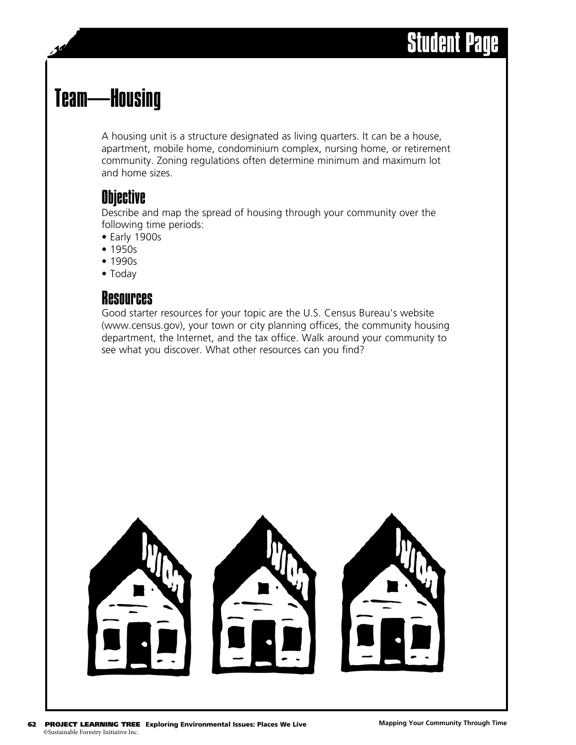# Student Page

## Team—Housing

A housing unit is a structure designated as living quarters. It can be a house, apartment, mobile home, condominium complex, nursing home, or retirement community. Zoning regulations often determine minimum and maximum lot and home sizes.

### Objective

Describe and map the spread of housing through your community over the following time periods:

- Early 1900s
- 1950s
- 1990s
- Today

### Resources

Good starter resources for your topic are the U.S. Census Bureau's website (www.census.gov), your town or city planning offices, the community housing department, the Internet, and the tax office. Walk around your community to see what you discover. What other resources can you find?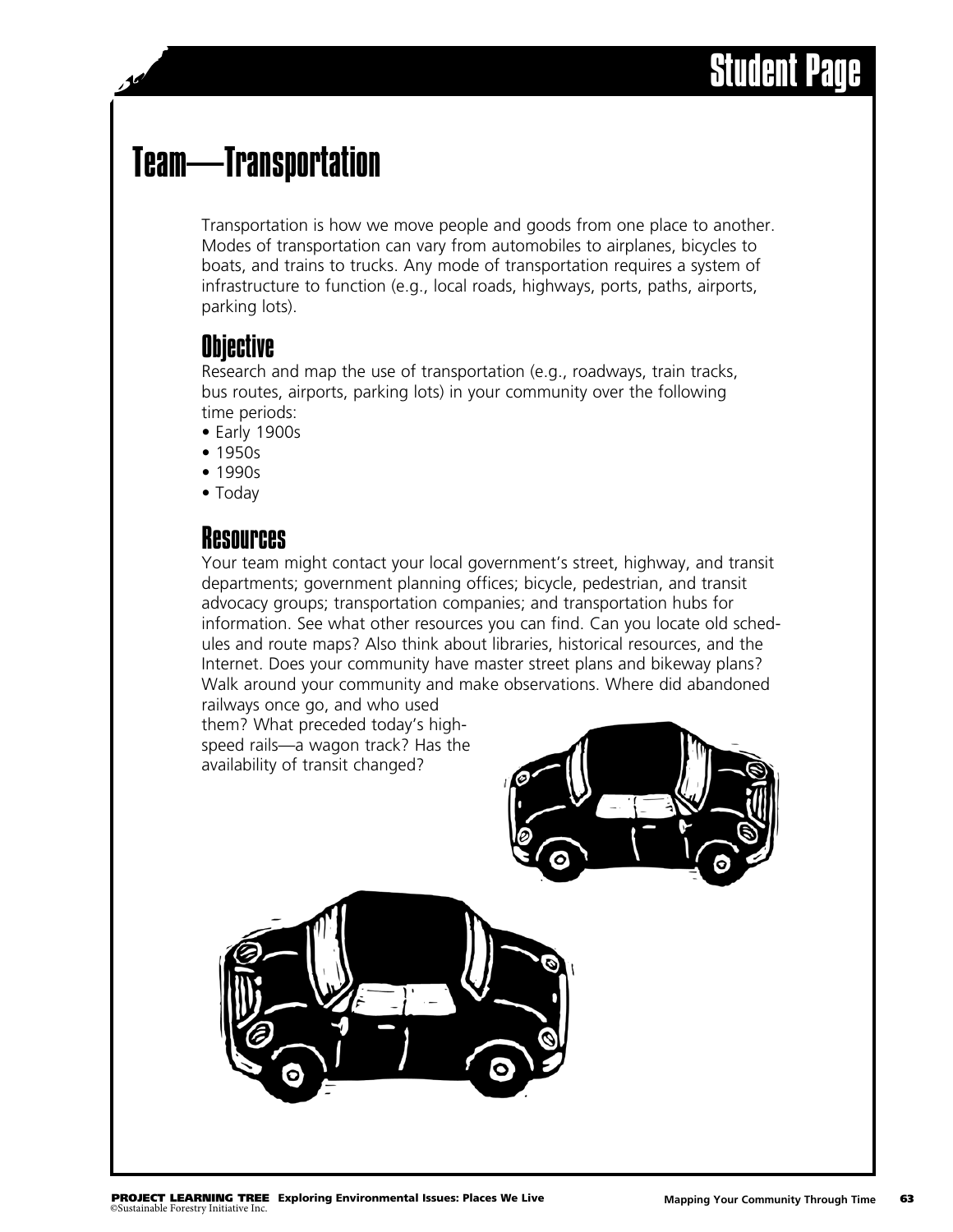# Student Page

## Team—Transportation

Transportation is how we move people and goods from one place to another. Modes of transportation can vary from automobiles to airplanes, bicycles to boats, and trains to trucks. Any mode of transportation requires a system of infrastructure to function (e.g., local roads, highways, ports, paths, airports, parking lots).

### Objective

Research and map the use of transportation (e.g., roadways, train tracks, bus routes, airports, parking lots) in your community over the following time periods:

- Early 1900s
- 1950s
- 1990s
- Today

### Resources

Your team might contact your local government's street, highway, and transit departments; government planning offices; bicycle, pedestrian, and transit advocacy groups; transportation companies; and transportation hubs for information. See what other resources you can find. Can you locate old schedules and route maps? Also think about libraries, historical resources, and the Internet. Does your community have master street plans and bikeway plans? Walk around your community and make observations. Where did abandoned railways once go, and who used them? What preceded today's high-speed rails—a wagon track? Has the availability of transit changed?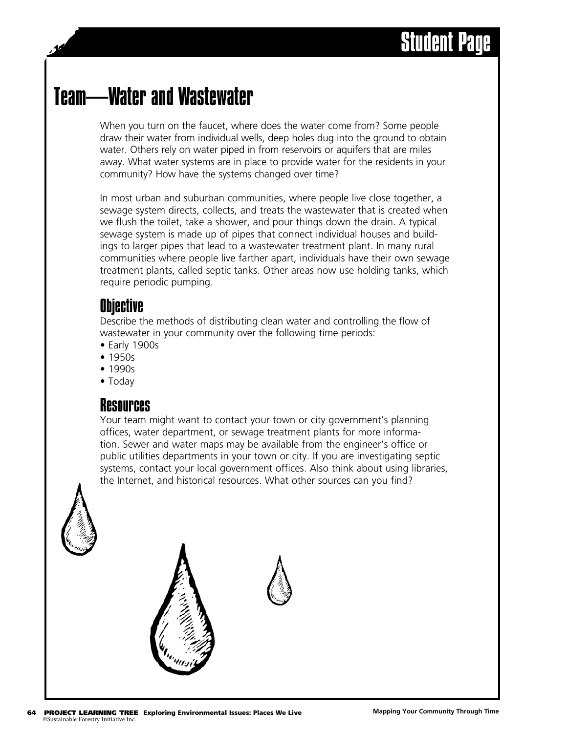# Team—Water and Wastewater

When you turn on the faucet, where does the water come from? Some people draw their water from individual wells, deep holes dug into the ground to obtain water. Others rely on water piped in from reservoirs or aquifers that are miles away. What water systems are in place to provide water for the residents in your community? How have the systems changed over time?

In most urban and suburban communities, where people live close together, a sewage system directs, collects, and treats the wastewater that is created when we flush the toilet, take a shower, and pour things down the drain. A typical sewage system is made up of pipes that connect individual houses and buildings to larger pipes that lead to a wastewater treatment plant. In many rural communities where people live farther apart, individuals have their own sewage treatment plants, called septic tanks. Other areas now use holding tanks, which require periodic pumping.

## Objective

Describe the methods of distributing clean water and controlling the flow of wastewater in your community over the following time periods:

- Early 1900s
- 1950s
- 1990s
- Today

## Resources

Your team might want to contact your town or city government's planning offices, water department, or sewage treatment plants for more information. Sewer and water maps may be available from the engineer's office or public utilities departments in your town or city. If you are investigating septic systems, contact your local government offices. Also think about using libraries, the Internet, and historical resources. What other sources can you find?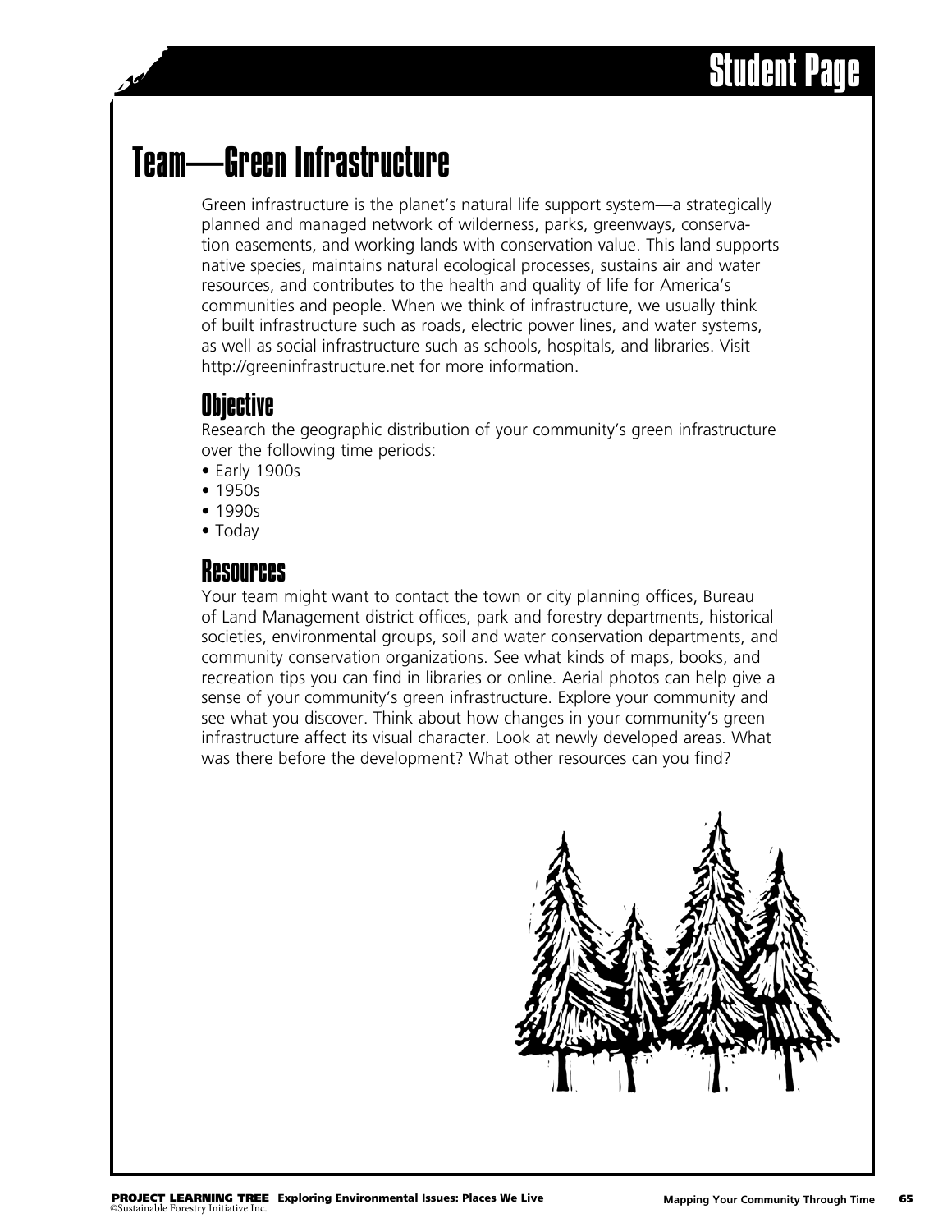# Team—Green Infrastructure

Green infrastructure is the planet's natural life support system—a strategically planned and managed network of wilderness, parks, greenways, conservation easements, and working lands with conservation value. This land supports native species, maintains natural ecological processes, sustains air and water resources, and contributes to the health and quality of life for America's communities and people. When we think of infrastructure, we usually think of built infrastructure such as roads, electric power lines, and water systems, as well as social infrastructure such as schools, hospitals, and libraries. Visit http://greeninfrastructure.net for more information.

## Objective

Research the geographic distribution of your community's green infrastructure over the following time periods:

- Early 1900s
- 1950s
- 1990s
- Today

## Resources

Your team might want to contact the town or city planning offices, Bureau of Land Management district offices, park and forestry departments, historical societies, environmental groups, soil and water conservation departments, and community conservation organizations. See what kinds of maps, books, and recreation tips you can find in libraries or online. Aerial photos can help give a sense of your community's green infrastructure. Explore your community and see what you discover. Think about how changes in your community's green infrastructure affect its visual character. Look at newly developed areas. What was there before the development? What other resources can you find?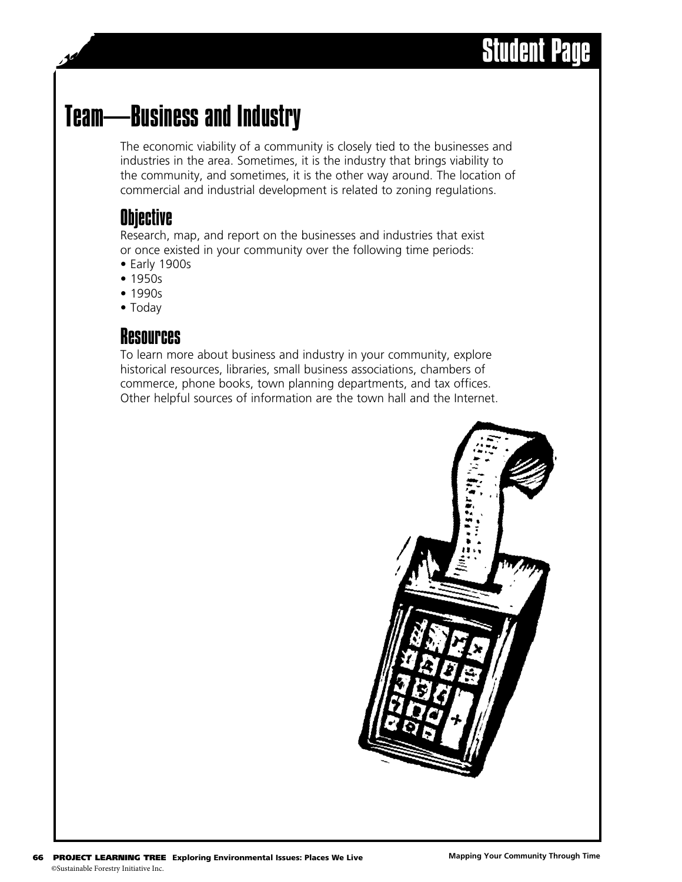## Student Page

# Team—Business and Industry

The economic viability of a community is closely tied to the businesses and industries in the area. Sometimes, it is the industry that brings viability to the community, and sometimes, it is the other way around. The location of commercial and industrial development is related to zoning regulations.

## Objective

Research, map, and report on the businesses and industries that exist or once existed in your community over the following time periods:

- Early 1900s
- 1950s
- 1990s
- Today

## Resources

To learn more about business and industry in your community, explore historical resources, libraries, small business associations, chambers of commerce, phone books, town planning departments, and tax offices. Other helpful sources of information are the town hall and the Internet.

©Sustainable Forestry Initiative Inc.